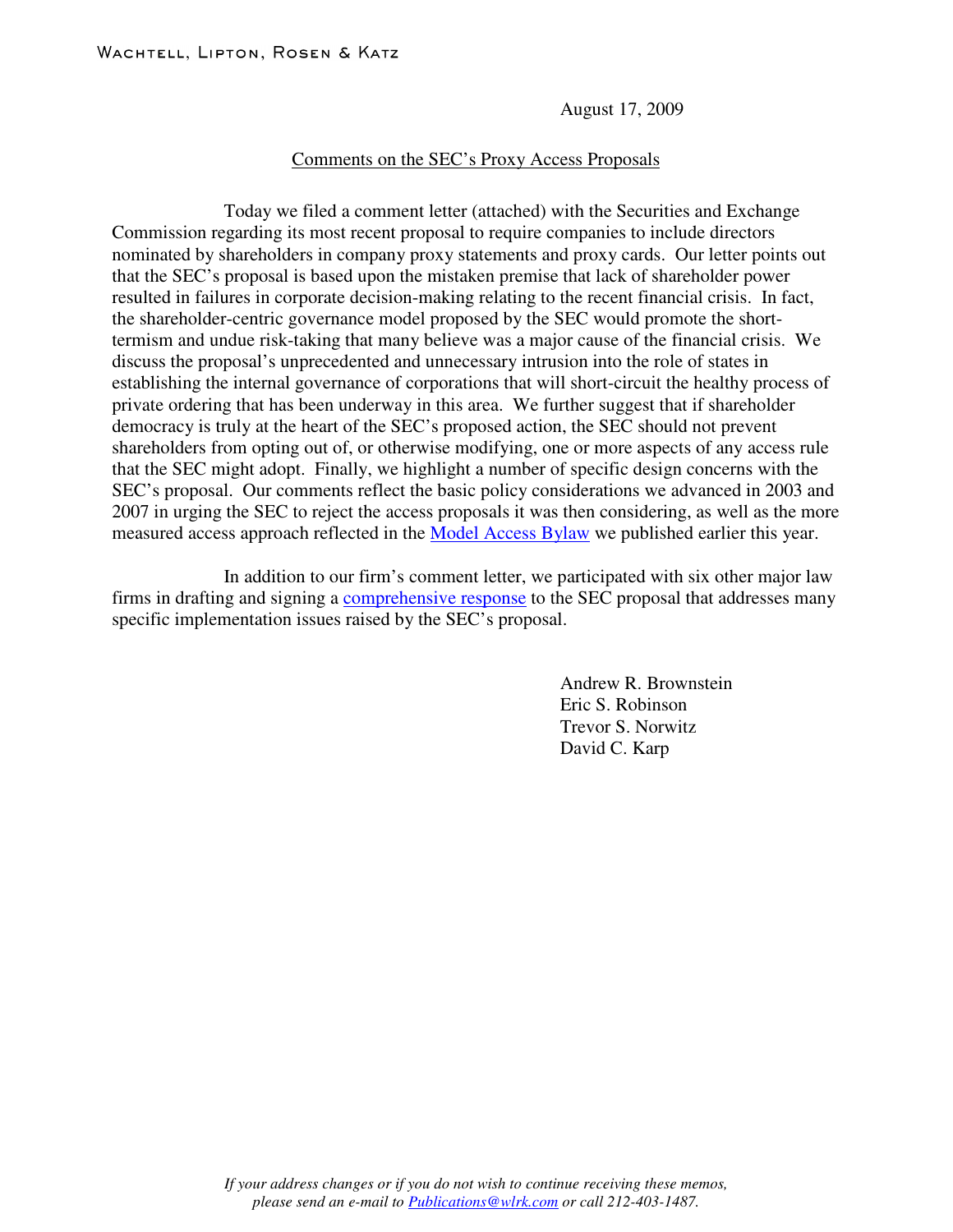WACHTELL, LIPTON, ROSEN & KATZ

August 17, 2009

Comments on the SEC's Proxy Access Proposals

Today we filed a comment letter (attached) with the Securities and Exchange Commission regarding its most recent proposal to require companies to include directors nominated by shareholders in company proxy statements and proxy cards. Our letter points out that the SEC's proposal is based upon the mistaken premise that lack of shareholder power resulted in failures in corporate decision-making relating to the recent financial crisis. In fact, the shareholder-centric governance model proposed by the SEC would promote the short-termism and undue risk-taking that many believe was a major cause of the financial crisis. We discuss the proposal's unprecedented and unnecessary intrusion into the role of states in establishing the internal governance of corporations that will short-circuit the healthy process of private ordering that has been underway in this area. We further suggest that if shareholder democracy is truly at the heart of the SEC's proposed action, the SEC should not prevent shareholders from opting out of, or otherwise modifying, one or more aspects of any access rule that the SEC might adopt. Finally, we highlight a number of specific design concerns with the SEC's proposal. Our comments reflect the basic policy considerations we advanced in 2003 and 2007 in urging the SEC to reject the access proposals it was then considering, as well as the more measured access approach reflected in the Model Access Bylaw we published earlier this year.

In addition to our firm's comment letter, we participated with six other major law firms in drafting and signing a comprehensive response to the SEC proposal that addresses many specific implementation issues raised by the SEC's proposal.

Andrew R. Brownstein
Eric S. Robinson
Trevor S. Norwitz
David C. Karp

*If your address changes or if you do not wish to continue receiving these memos, please send an e-mail to Publications@wlrk.com or call 212-403-1487.*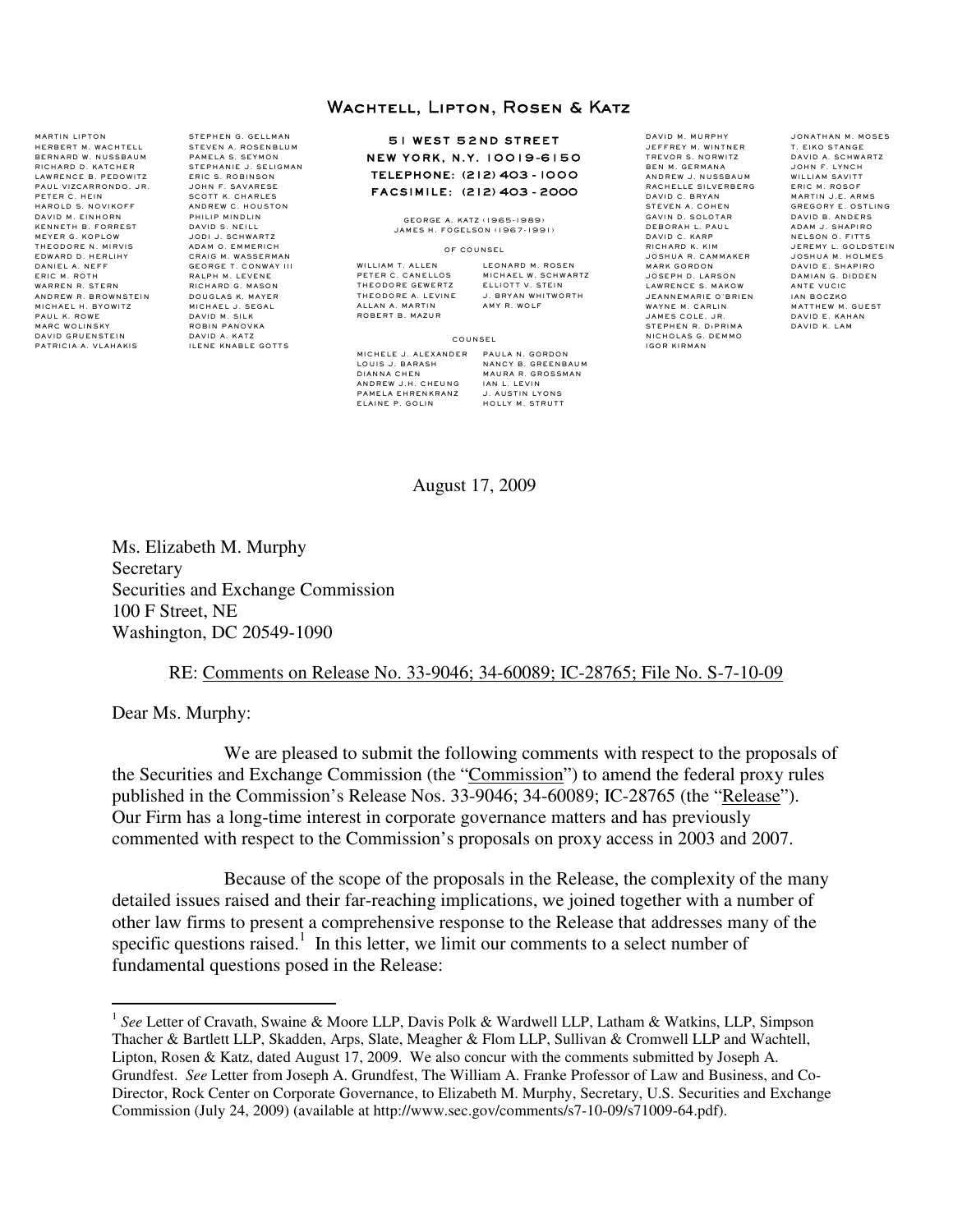# Wachtell, Lipton, Rosen & Katz

MARTIN LIPTON
HERBERT M. WACHTELL
BERNARD W. NUSSBAUM
RICHARD D. KATCHER
LAWRENCE B. PEDOWITZ
PAUL VIZCARRONDO, JR.
PETER C. HEIN
HAROLD S. NOVIKOFF
DAVID M. EINHORN
KENNETH B. FORREST
MEYER G. KOPLOW
THEODORE N. MIRVIS
EDWARD D. HERLIHY
DANIEL A. NEFF
ERIC M. ROTH
WARREN R. STERN
ANDREW R. BROWNSTEIN
MICHAEL H. BYOWITZ
PAUL K. ROWE
MARC WOLINSKY
DAVID GRUENSTEIN
PATRICIA A. VLAHAKIS

STEPHEN G. GELLMAN
STEVEN A. ROSENBLUM
PAMELA S. SEYMON
STEPHANIE J. SELIGMAN
ERIC S. ROBINSON
JOHN F. SAVARESE
SCOTT K. CHARLES
ANDREW C. HOUSTON
PHILIP MINDLIN
DAVID S. NEILL
JODI J. SCHWARTZ
ADAM O. EMMERICH
CRAIG M. WASSERMAN
GEORGE T. CONWAY III
RALPH M. LEVENE
RICHARD G. MASON
DOUGLAS K. MAYER
MICHAEL J. SEGAL
DAVID M. SILK
ROBIN PANOVKA
DAVID A. KATZ
ILENE KNABLE GOTTS

**51 WEST 52ND STREET**
**NEW YORK, N.Y. 10019-6150**
**TELEPHONE: (212) 403 - 1000**
**FACSIMILE: (212) 403 - 2000**

GEORGE A. KATZ (1965-1989)
JAMES H. FOGELSON (1967-1991)

OF COUNSEL

WILLIAM T. ALLEN
PETER C. CANELLOS
THEODORE GEWERTZ
THEODORE A. LEVINE
ALLAN A. MARTIN
ROBERT B. MAZUR
LEONARD M. ROSEN
MICHAEL W. SCHWARTZ
ELLIOTT V. STEIN
J. BRYAN WHITWORTH
AMY R. WOLF

COUNSEL

MICHELE J. ALEXANDER
LOUIS J. BARASH
DIANNA CHEN
ANDREW J.H. CHEUNG
PAMELA EHRENKRANZ
ELAINE P. GOLIN
PAULA N. GORDON
NANCY B. GREENBAUM
MAURA R. GROSSMAN
IAN L. LEVIN
J. AUSTIN LYONS
HOLLY M. STRUTT

DAVID M. MURPHY
JEFFREY M. WINTNER
TREVOR S. NORWITZ
BEN M. GERMANA
ANDREW J. NUSSBAUM
RACHELLE SILVERBERG
DAVID C. BRYAN
STEVEN A. COHEN
GAVIN D. SOLOTAR
DEBORAH L. PAUL
DAVID C. KARP
RICHARD K. KIM
JOSHUA R. CAMMAKER
MARK GORDON
JOSEPH D. LARSON
LAWRENCE S. MAKOW
JEANNEMARIE O'BRIEN
WAYNE M. CARLIN
JAMES COLE, JR.
STEPHEN R. DiPRIMA
NICHOLAS G. DEMMO
IGOR KIRMAN

JONATHAN M. MOSES
T. EIKO STANGE
DAVID A. SCHWARTZ
JOHN F. LYNCH
WILLIAM SAVITT
ERIC M. ROSOF
MARTIN J.E. ARMS
GREGORY E. OSTLING
DAVID B. ANDERS
ADAM J. SHAPIRO
NELSON O. FITTS
JEREMY L. GOLDSTEIN
JOSHUA M. HOLMES
DAVID E. SHAPIRO
DAMIAN G. DIDDEN
ANTE VUCIC
IAN BOCZKO
MATTHEW M. GUEST
DAVID E. KAHAN
DAVID K. LAM

August 17, 2009

Ms. Elizabeth M. Murphy
Secretary
Securities and Exchange Commission
100 F Street, NE
Washington, DC 20549-1090

RE: Comments on Release No. 33-9046; 34-60089; IC-28765; File No. S-7-10-09

Dear Ms. Murphy:

We are pleased to submit the following comments with respect to the proposals of the Securities and Exchange Commission (the "Commission") to amend the federal proxy rules published in the Commission's Release Nos. 33-9046; 34-60089; IC-28765 (the "Release"). Our Firm has a long-time interest in corporate governance matters and has previously commented with respect to the Commission's proposals on proxy access in 2003 and 2007.

Because of the scope of the proposals in the Release, the complexity of the many detailed issues raised and their far-reaching implications, we joined together with a number of other law firms to present a comprehensive response to the Release that addresses many of the specific questions raised.[1] In this letter, we limit our comments to a select number of fundamental questions posed in the Release:

[1] *See* Letter of Cravath, Swaine & Moore LLP, Davis Polk & Wardwell LLP, Latham & Watkins, LLP, Simpson Thacher & Bartlett LLP, Skadden, Arps, Slate, Meagher & Flom LLP, Sullivan & Cromwell LLP and Wachtell, Lipton, Rosen & Katz, dated August 17, 2009. We also concur with the comments submitted by Joseph A. Grundfest. *See* Letter from Joseph A. Grundfest, The William A. Franke Professor of Law and Business, and Co-Director, Rock Center on Corporate Governance, to Elizabeth M. Murphy, Secretary, U.S. Securities and Exchange Commission (July 24, 2009) (available at http://www.sec.gov/comments/s7-10-09/s71009-64.pdf).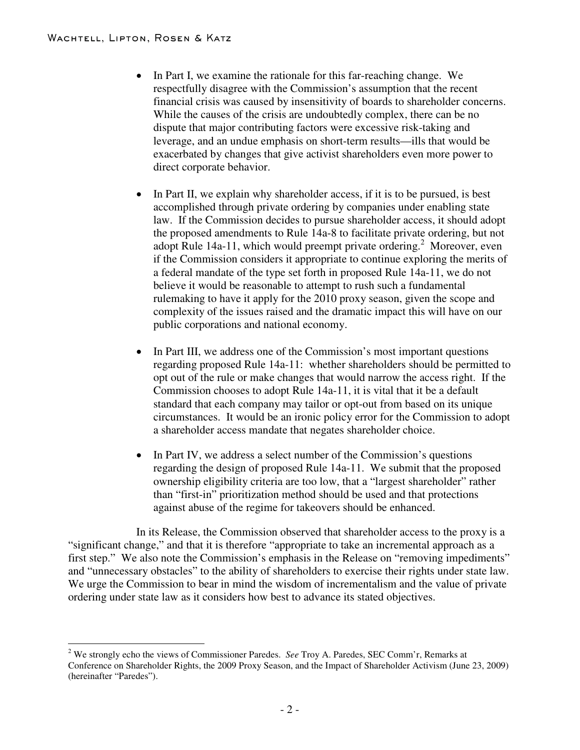- In Part I, we examine the rationale for this far-reaching change. We respectfully disagree with the Commission's assumption that the recent financial crisis was caused by insensitivity of boards to shareholder concerns. While the causes of the crisis are undoubtedly complex, there can be no dispute that major contributing factors were excessive risk-taking and leverage, and an undue emphasis on short-term results—ills that would be exacerbated by changes that give activist shareholders even more power to direct corporate behavior.

- In Part II, we explain why shareholder access, if it is to be pursued, is best accomplished through private ordering by companies under enabling state law. If the Commission decides to pursue shareholder access, it should adopt the proposed amendments to Rule 14a-8 to facilitate private ordering, but not adopt Rule 14a-11, which would preempt private ordering.[2] Moreover, even if the Commission considers it appropriate to continue exploring the merits of a federal mandate of the type set forth in proposed Rule 14a-11, we do not believe it would be reasonable to attempt to rush such a fundamental rulemaking to have it apply for the 2010 proxy season, given the scope and complexity of the issues raised and the dramatic impact this will have on our public corporations and national economy.

- In Part III, we address one of the Commission's most important questions regarding proposed Rule 14a-11: whether shareholders should be permitted to opt out of the rule or make changes that would narrow the access right. If the Commission chooses to adopt Rule 14a-11, it is vital that it be a default standard that each company may tailor or opt-out from based on its unique circumstances. It would be an ironic policy error for the Commission to adopt a shareholder access mandate that negates shareholder choice.

- In Part IV, we address a select number of the Commission's questions regarding the design of proposed Rule 14a-11. We submit that the proposed ownership eligibility criteria are too low, that a "largest shareholder" rather than "first-in" prioritization method should be used and that protections against abuse of the regime for takeovers should be enhanced.

In its Release, the Commission observed that shareholder access to the proxy is a "significant change," and that it is therefore "appropriate to take an incremental approach as a first step." We also note the Commission's emphasis in the Release on "removing impediments" and "unnecessary obstacles" to the ability of shareholders to exercise their rights under state law. We urge the Commission to bear in mind the wisdom of incrementalism and the value of private ordering under state law as it considers how best to advance its stated objectives.

---

[2] We strongly echo the views of Commissioner Paredes. *See* Troy A. Paredes, SEC Comm'r, Remarks at Conference on Shareholder Rights, the 2009 Proxy Season, and the Impact of Shareholder Activism (June 23, 2009) (hereinafter "Paredes").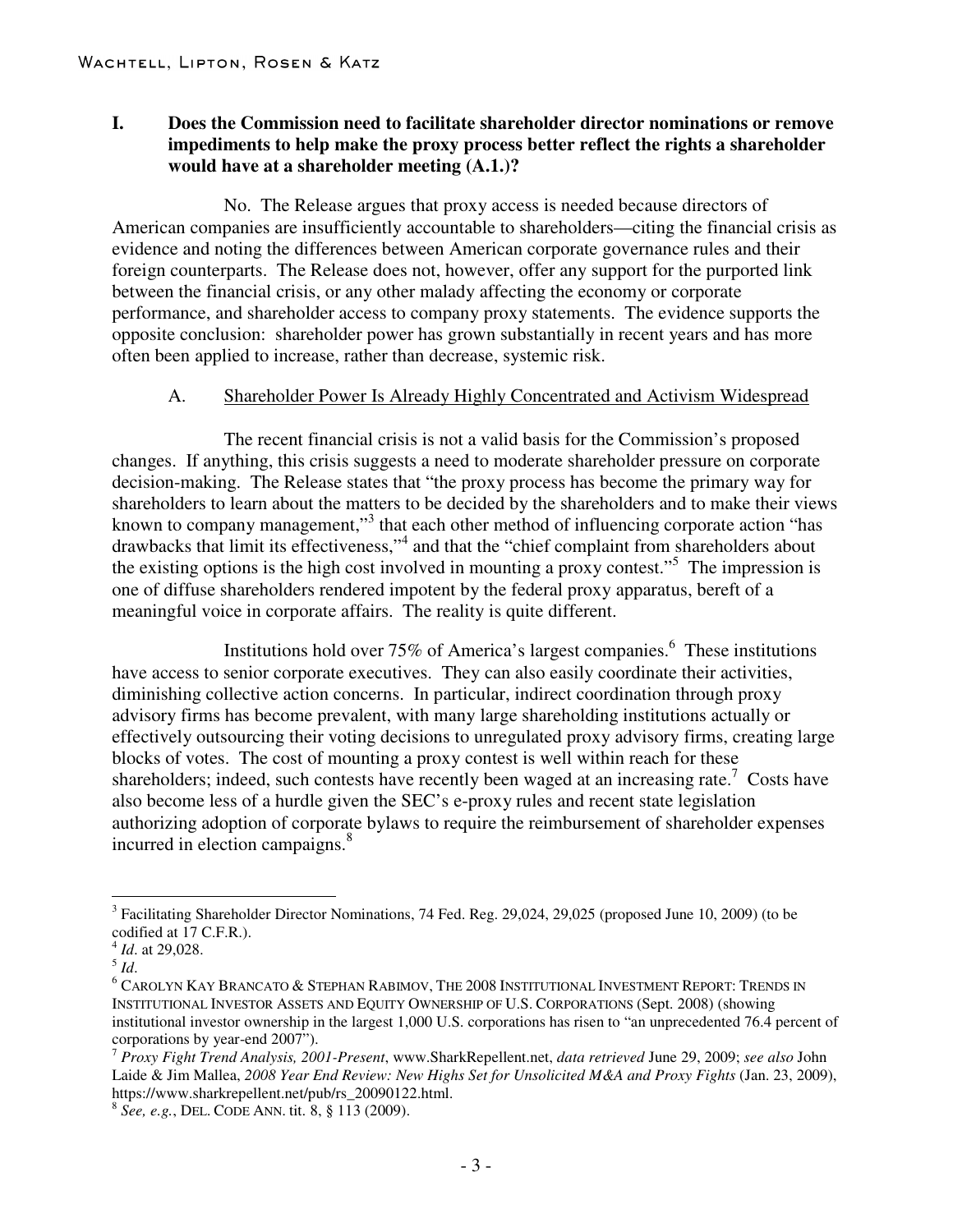## I. Does the Commission need to facilitate shareholder director nominations or remove impediments to help make the proxy process better reflect the rights a shareholder would have at a shareholder meeting (A.1.)?

No. The Release argues that proxy access is needed because directors of American companies are insufficiently accountable to shareholders—citing the financial crisis as evidence and noting the differences between American corporate governance rules and their foreign counterparts. The Release does not, however, offer any support for the purported link between the financial crisis, or any other malady affecting the economy or corporate performance, and shareholder access to company proxy statements. The evidence supports the opposite conclusion: shareholder power has grown substantially in recent years and has more often been applied to increase, rather than decrease, systemic risk.

### A. Shareholder Power Is Already Highly Concentrated and Activism Widespread

The recent financial crisis is not a valid basis for the Commission's proposed changes. If anything, this crisis suggests a need to moderate shareholder pressure on corporate decision-making. The Release states that "the proxy process has become the primary way for shareholders to learn about the matters to be decided by the shareholders and to make their views known to company management,"[3] that each other method of influencing corporate action "has drawbacks that limit its effectiveness,"[4] and that the "chief complaint from shareholders about the existing options is the high cost involved in mounting a proxy contest."[5] The impression is one of diffuse shareholders rendered impotent by the federal proxy apparatus, bereft of a meaningful voice in corporate affairs. The reality is quite different.

Institutions hold over 75% of America's largest companies.[6] These institutions have access to senior corporate executives. They can also easily coordinate their activities, diminishing collective action concerns. In particular, indirect coordination through proxy advisory firms has become prevalent, with many large shareholding institutions actually or effectively outsourcing their voting decisions to unregulated proxy advisory firms, creating large blocks of votes. The cost of mounting a proxy contest is well within reach for these shareholders; indeed, such contests have recently been waged at an increasing rate.[7] Costs have also become less of a hurdle given the SEC's e-proxy rules and recent state legislation authorizing adoption of corporate bylaws to require the reimbursement of shareholder expenses incurred in election campaigns.[8]

---

[3] Facilitating Shareholder Director Nominations, 74 Fed. Reg. 29,024, 29,025 (proposed June 10, 2009) (to be codified at 17 C.F.R.).

[4] *Id*. at 29,028.

[5] *Id*.

[6] CAROLYN KAY BRANCATO & STEPHAN RABIMOV, THE 2008 INSTITUTIONAL INVESTMENT REPORT: TRENDS IN INSTITUTIONAL INVESTOR ASSETS AND EQUITY OWNERSHIP OF U.S. CORPORATIONS (Sept. 2008) (showing institutional investor ownership in the largest 1,000 U.S. corporations has risen to "an unprecedented 76.4 percent of corporations by year-end 2007").

[7] *Proxy Fight Trend Analysis, 2001-Present*, www.SharkRepellent.net, *data retrieved* June 29, 2009; *see also* John Laide & Jim Mallea, *2008 Year End Review: New Highs Set for Unsolicited M&A and Proxy Fights* (Jan. 23, 2009), https://www.sharkrepellent.net/pub/rs_20090122.html.

[8] *See, e.g.*, DEL. CODE ANN. tit. 8, § 113 (2009).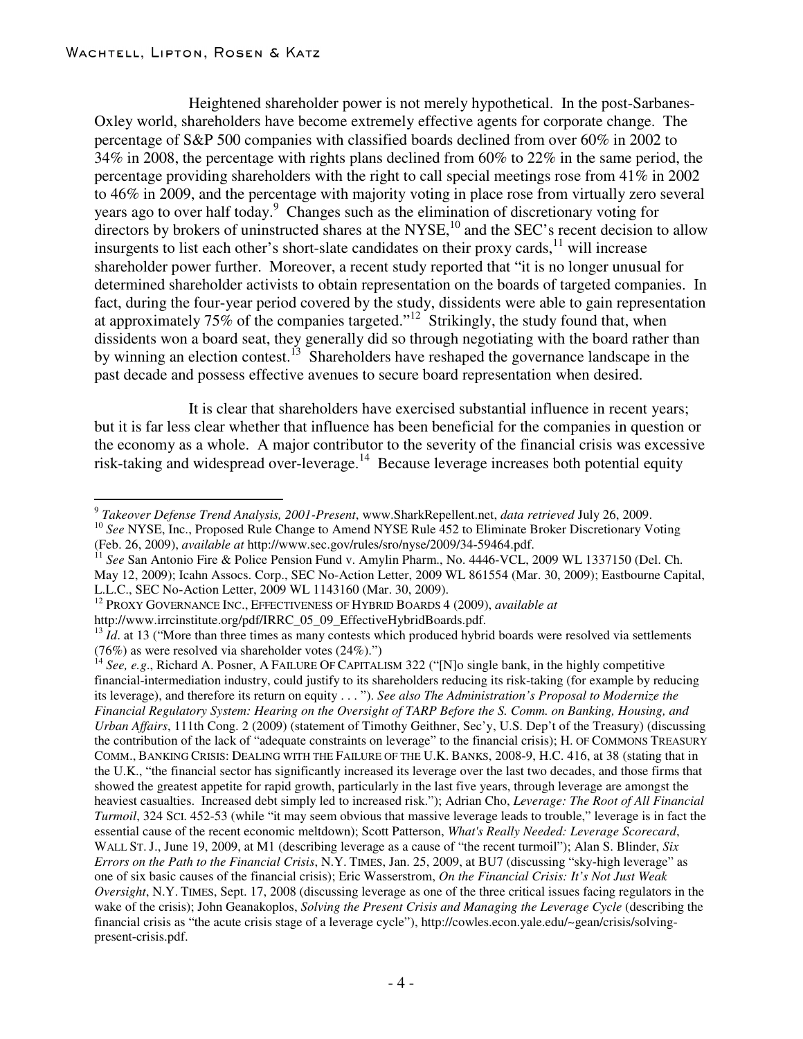Heightened shareholder power is not merely hypothetical. In the post-Sarbanes-Oxley world, shareholders have become extremely effective agents for corporate change. The percentage of S&P 500 companies with classified boards declined from over 60% in 2002 to 34% in 2008, the percentage with rights plans declined from 60% to 22% in the same period, the percentage providing shareholders with the right to call special meetings rose from 41% in 2002 to 46% in 2009, and the percentage with majority voting in place rose from virtually zero several years ago to over half today.[9] Changes such as the elimination of discretionary voting for directors by brokers of uninstructed shares at the NYSE,[10] and the SEC's recent decision to allow insurgents to list each other's short-slate candidates on their proxy cards,[11] will increase shareholder power further. Moreover, a recent study reported that "it is no longer unusual for determined shareholder activists to obtain representation on the boards of targeted companies. In fact, during the four-year period covered by the study, dissidents were able to gain representation at approximately 75% of the companies targeted."[12] Strikingly, the study found that, when dissidents won a board seat, they generally did so through negotiating with the board rather than by winning an election contest.[13] Shareholders have reshaped the governance landscape in the past decade and possess effective avenues to secure board representation when desired.

It is clear that shareholders have exercised substantial influence in recent years; but it is far less clear whether that influence has been beneficial for the companies in question or the economy as a whole. A major contributor to the severity of the financial crisis was excessive risk-taking and widespread over-leverage.[14] Because leverage increases both potential equity

---

[9] *Takeover Defense Trend Analysis, 2001-Present*, www.SharkRepellent.net, *data retrieved* July 26, 2009.

[10] *See* NYSE, Inc., Proposed Rule Change to Amend NYSE Rule 452 to Eliminate Broker Discretionary Voting (Feb. 26, 2009), *available at* http://www.sec.gov/rules/sro/nyse/2009/34-59464.pdf.

[11] *See* San Antonio Fire & Police Pension Fund v. Amylin Pharm., No. 4446-VCL, 2009 WL 1337150 (Del. Ch. May 12, 2009); Icahn Assocs. Corp., SEC No-Action Letter, 2009 WL 861554 (Mar. 30, 2009); Eastbourne Capital, L.L.C., SEC No-Action Letter, 2009 WL 1143160 (Mar. 30, 2009).

[12] PROXY GOVERNANCE INC., EFFECTIVENESS OF HYBRID BOARDS 4 (2009), *available at* http://www.irrcinstitute.org/pdf/IRRC_05_09_EffectiveHybridBoards.pdf.

[13] *Id*. at 13 ("More than three times as many contests which produced hybrid boards were resolved via settlements (76%) as were resolved via shareholder votes (24%).")

[14] *See, e.g*., Richard A. Posner, A FAILURE OF CAPITALISM 322 ("[N]o single bank, in the highly competitive financial-intermediation industry, could justify to its shareholders reducing its risk-taking (for example by reducing its leverage), and therefore its return on equity . . . "). *See also The Administration's Proposal to Modernize the Financial Regulatory System: Hearing on the Oversight of TARP Before the S. Comm. on Banking, Housing, and Urban Affairs*, 111th Cong. 2 (2009) (statement of Timothy Geithner, Sec'y, U.S. Dep't of the Treasury) (discussing the contribution of the lack of "adequate constraints on leverage" to the financial crisis); H. OF COMMONS TREASURY COMM., BANKING CRISIS: DEALING WITH THE FAILURE OF THE U.K. BANKS, 2008-9, H.C. 416, at 38 (stating that in the U.K., "the financial sector has significantly increased its leverage over the last two decades, and those firms that showed the greatest appetite for rapid growth, particularly in the last five years, through leverage are amongst the heaviest casualties. Increased debt simply led to increased risk."); Adrian Cho, *Leverage: The Root of All Financial Turmoil*, 324 SCI. 452-53 (while "it may seem obvious that massive leverage leads to trouble," leverage is in fact the essential cause of the recent economic meltdown); Scott Patterson, *What's Really Needed: Leverage Scorecard*, WALL ST. J., June 19, 2009, at M1 (describing leverage as a cause of "the recent turmoil"); Alan S. Blinder, *Six Errors on the Path to the Financial Crisis*, N.Y. TIMES, Jan. 25, 2009, at BU7 (discussing "sky-high leverage" as one of six basic causes of the financial crisis); Eric Wasserstrom, *On the Financial Crisis: It's Not Just Weak Oversight*, N.Y. TIMES, Sept. 17, 2008 (discussing leverage as one of the three critical issues facing regulators in the wake of the crisis); John Geanakoplos, *Solving the Present Crisis and Managing the Leverage Cycle* (describing the financial crisis as "the acute crisis stage of a leverage cycle"), http://cowles.econ.yale.edu/~gean/crisis/solving-present-crisis.pdf.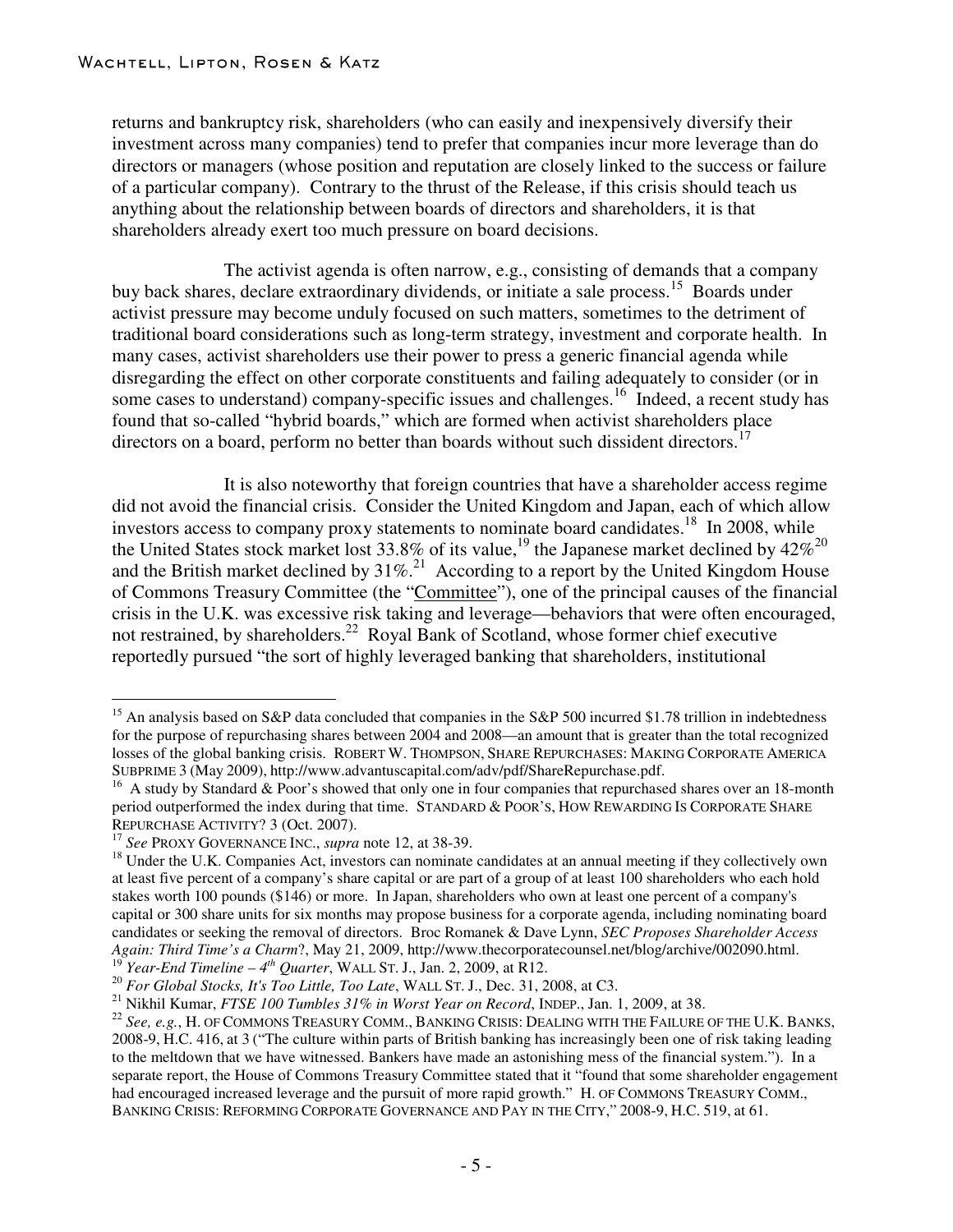returns and bankruptcy risk, shareholders (who can easily and inexpensively diversify their investment across many companies) tend to prefer that companies incur more leverage than do directors or managers (whose position and reputation are closely linked to the success or failure of a particular company). Contrary to the thrust of the Release, if this crisis should teach us anything about the relationship between boards of directors and shareholders, it is that shareholders already exert too much pressure on board decisions.

The activist agenda is often narrow, e.g., consisting of demands that a company buy back shares, declare extraordinary dividends, or initiate a sale process.[15] Boards under activist pressure may become unduly focused on such matters, sometimes to the detriment of traditional board considerations such as long-term strategy, investment and corporate health. In many cases, activist shareholders use their power to press a generic financial agenda while disregarding the effect on other corporate constituents and failing adequately to consider (or in some cases to understand) company-specific issues and challenges.[16] Indeed, a recent study has found that so-called "hybrid boards," which are formed when activist shareholders place directors on a board, perform no better than boards without such dissident directors.[17]

It is also noteworthy that foreign countries that have a shareholder access regime did not avoid the financial crisis. Consider the United Kingdom and Japan, each of which allow investors access to company proxy statements to nominate board candidates.[18] In 2008, while the United States stock market lost 33.8% of its value,[19] the Japanese market declined by 42%[20] and the British market declined by 31%.[21] According to a report by the United Kingdom House of Commons Treasury Committee (the "Committee"), one of the principal causes of the financial crisis in the U.K. was excessive risk taking and leverage—behaviors that were often encouraged, not restrained, by shareholders.[22] Royal Bank of Scotland, whose former chief executive reportedly pursued "the sort of highly leveraged banking that shareholders, institutional

---

[15] An analysis based on S&P data concluded that companies in the S&P 500 incurred \$1.78 trillion in indebtedness for the purpose of repurchasing shares between 2004 and 2008—an amount that is greater than the total recognized losses of the global banking crisis. ROBERT W. THOMPSON, SHARE REPURCHASES: MAKING CORPORATE AMERICA SUBPRIME 3 (May 2009), http://www.advantuscapital.com/adv/pdf/ShareRepurchase.pdf.

[16] A study by Standard & Poor's showed that only one in four companies that repurchased shares over an 18-month period outperformed the index during that time. STANDARD & POOR'S, HOW REWARDING IS CORPORATE SHARE REPURCHASE ACTIVITY? 3 (Oct. 2007).

[17] *See* PROXY GOVERNANCE INC., *supra* note 12, at 38-39.

[18] Under the U.K. Companies Act, investors can nominate candidates at an annual meeting if they collectively own at least five percent of a company's share capital or are part of a group of at least 100 shareholders who each hold stakes worth 100 pounds (\$146) or more. In Japan, shareholders who own at least one percent of a company's capital or 300 share units for six months may propose business for a corporate agenda, including nominating board candidates or seeking the removal of directors. Broc Romanek & Dave Lynn, *SEC Proposes Shareholder Access Again: Third Time's a Charm*?, May 21, 2009, http://www.thecorporatecounsel.net/blog/archive/002090.html.

[19] *Year-End Timeline – 4th Quarter*, WALL ST. J., Jan. 2, 2009, at R12.

[20] *For Global Stocks, It's Too Little, Too Late*, WALL ST. J., Dec. 31, 2008, at C3.

[21] Nikhil Kumar, *FTSE 100 Tumbles 31% in Worst Year on Record*, INDEP., Jan. 1, 2009, at 38.

[22] *See, e.g.*, H. OF COMMONS TREASURY COMM., BANKING CRISIS: DEALING WITH THE FAILURE OF THE U.K. BANKS, 2008-9, H.C. 416, at 3 ("The culture within parts of British banking has increasingly been one of risk taking leading to the meltdown that we have witnessed. Bankers have made an astonishing mess of the financial system."). In a separate report, the House of Commons Treasury Committee stated that it "found that some shareholder engagement had encouraged increased leverage and the pursuit of more rapid growth." H. OF COMMONS TREASURY COMM., BANKING CRISIS: REFORMING CORPORATE GOVERNANCE AND PAY IN THE CITY," 2008-9, H.C. 519, at 61.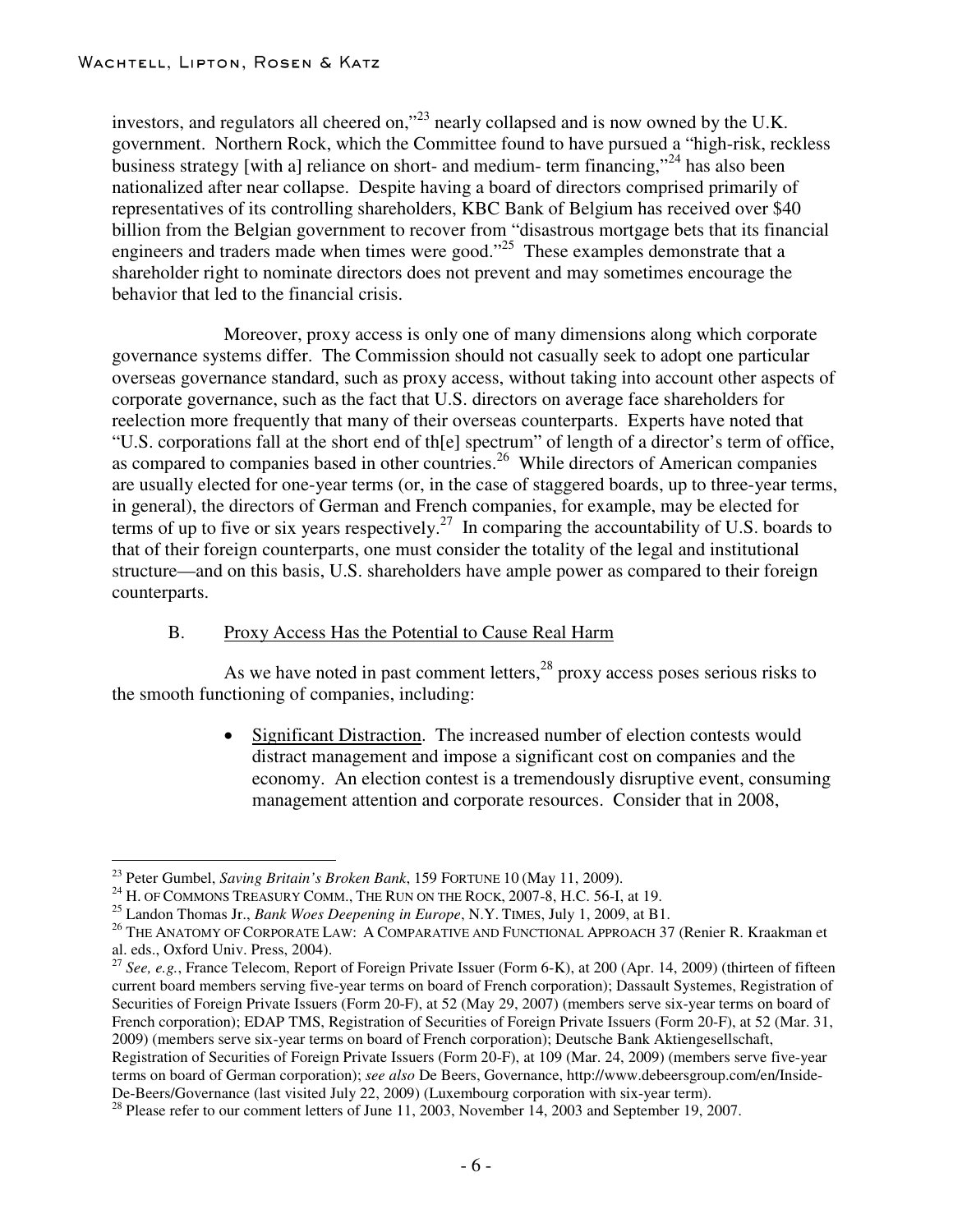investors, and regulators all cheered on,"[23] nearly collapsed and is now owned by the U.K. government. Northern Rock, which the Committee found to have pursued a "high-risk, reckless business strategy [with a] reliance on short- and medium- term financing,"[24] has also been nationalized after near collapse. Despite having a board of directors comprised primarily of representatives of its controlling shareholders, KBC Bank of Belgium has received over $40 billion from the Belgian government to recover from "disastrous mortgage bets that its financial engineers and traders made when times were good."[25] These examples demonstrate that a shareholder right to nominate directors does not prevent and may sometimes encourage the behavior that led to the financial crisis.

Moreover, proxy access is only one of many dimensions along which corporate governance systems differ. The Commission should not casually seek to adopt one particular overseas governance standard, such as proxy access, without taking into account other aspects of corporate governance, such as the fact that U.S. directors on average face shareholders for reelection more frequently that many of their overseas counterparts. Experts have noted that "U.S. corporations fall at the short end of th[e] spectrum" of length of a director's term of office, as compared to companies based in other countries.[26] While directors of American companies are usually elected for one-year terms (or, in the case of staggered boards, up to three-year terms, in general), the directors of German and French companies, for example, may be elected for terms of up to five or six years respectively.[27] In comparing the accountability of U.S. boards to that of their foreign counterparts, one must consider the totality of the legal and institutional structure—and on this basis, U.S. shareholders have ample power as compared to their foreign counterparts.

## B. Proxy Access Has the Potential to Cause Real Harm

As we have noted in past comment letters,[28] proxy access poses serious risks to the smooth functioning of companies, including:

- Significant Distraction. The increased number of election contests would distract management and impose a significant cost on companies and the economy. An election contest is a tremendously disruptive event, consuming management attention and corporate resources. Consider that in 2008,

---

[23] Peter Gumbel, *Saving Britain's Broken Bank*, 159 FORTUNE 10 (May 11, 2009).

[24] H. OF COMMONS TREASURY COMM., THE RUN ON THE ROCK, 2007-8, H.C. 56-I, at 19.

[25] Landon Thomas Jr., *Bank Woes Deepening in Europe*, N.Y. TIMES, July 1, 2009, at B1.

[26] THE ANATOMY OF CORPORATE LAW: A COMPARATIVE AND FUNCTIONAL APPROACH 37 (Renier R. Kraakman et al. eds., Oxford Univ. Press, 2004).

[27] *See, e.g.*, France Telecom, Report of Foreign Private Issuer (Form 6-K), at 200 (Apr. 14, 2009) (thirteen of fifteen current board members serving five-year terms on board of French corporation); Dassault Systemes, Registration of Securities of Foreign Private Issuers (Form 20-F), at 52 (May 29, 2007) (members serve six-year terms on board of French corporation); EDAP TMS, Registration of Securities of Foreign Private Issuers (Form 20-F), at 52 (Mar. 31, 2009) (members serve six-year terms on board of French corporation); Deutsche Bank Aktiengesellschaft, Registration of Securities of Foreign Private Issuers (Form 20-F), at 109 (Mar. 24, 2009) (members serve five-year terms on board of German corporation); *see also* De Beers, Governance, http://www.debeersgroup.com/en/Inside-De-Beers/Governance (last visited July 22, 2009) (Luxembourg corporation with six-year term).

[28] Please refer to our comment letters of June 11, 2003, November 14, 2003 and September 19, 2007.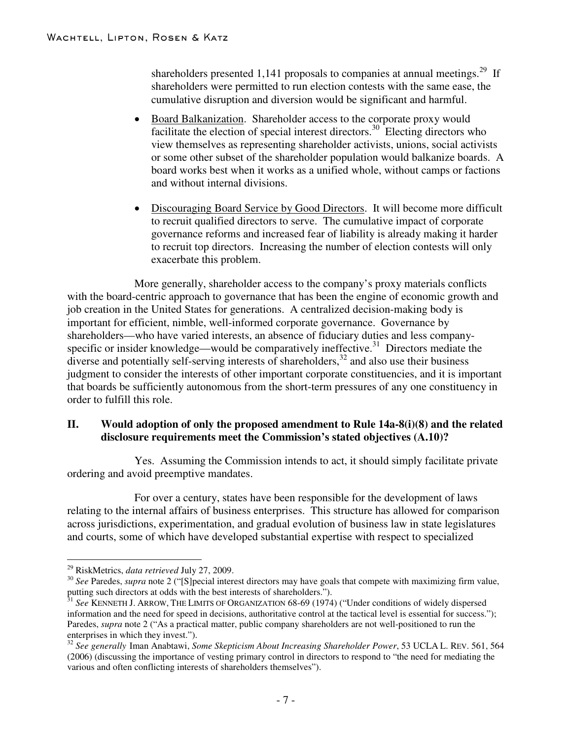shareholders presented 1,141 proposals to companies at annual meetings.[29] If shareholders were permitted to run election contests with the same ease, the cumulative disruption and diversion would be significant and harmful.

- Board Balkanization. Shareholder access to the corporate proxy would facilitate the election of special interest directors.[30] Electing directors who view themselves as representing shareholder activists, unions, social activists or some other subset of the shareholder population would balkanize boards. A board works best when it works as a unified whole, without camps or factions and without internal divisions.

- Discouraging Board Service by Good Directors. It will become more difficult to recruit qualified directors to serve. The cumulative impact of corporate governance reforms and increased fear of liability is already making it harder to recruit top directors. Increasing the number of election contests will only exacerbate this problem.

More generally, shareholder access to the company's proxy materials conflicts with the board-centric approach to governance that has been the engine of economic growth and job creation in the United States for generations. A centralized decision-making body is important for efficient, nimble, well-informed corporate governance. Governance by shareholders—who have varied interests, an absence of fiduciary duties and less company-specific or insider knowledge—would be comparatively ineffective.[31] Directors mediate the diverse and potentially self-serving interests of shareholders,[32] and also use their business judgment to consider the interests of other important corporate constituencies, and it is important that boards be sufficiently autonomous from the short-term pressures of any one constituency in order to fulfill this role.

## II. Would adoption of only the proposed amendment to Rule 14a-8(i)(8) and the related disclosure requirements meet the Commission's stated objectives (A.10)?

Yes. Assuming the Commission intends to act, it should simply facilitate private ordering and avoid preemptive mandates.

For over a century, states have been responsible for the development of laws relating to the internal affairs of business enterprises. This structure has allowed for comparison across jurisdictions, experimentation, and gradual evolution of business law in state legislatures and courts, some of which have developed substantial expertise with respect to specialized

---

[29] RiskMetrics, *data retrieved* July 27, 2009.

[30] *See* Paredes, *supra* note 2 ("[S]pecial interest directors may have goals that compete with maximizing firm value, putting such directors at odds with the best interests of shareholders.").

[31] *See* KENNETH J. ARROW, THE LIMITS OF ORGANIZATION 68-69 (1974) ("Under conditions of widely dispersed information and the need for speed in decisions, authoritative control at the tactical level is essential for success."); Paredes, *supra* note 2 ("As a practical matter, public company shareholders are not well-positioned to run the enterprises in which they invest.").

[32] *See generally* Iman Anabtawi, *Some Skepticism About Increasing Shareholder Power*, 53 UCLA L. REV. 561, 564 (2006) (discussing the importance of vesting primary control in directors to respond to "the need for mediating the various and often conflicting interests of shareholders themselves").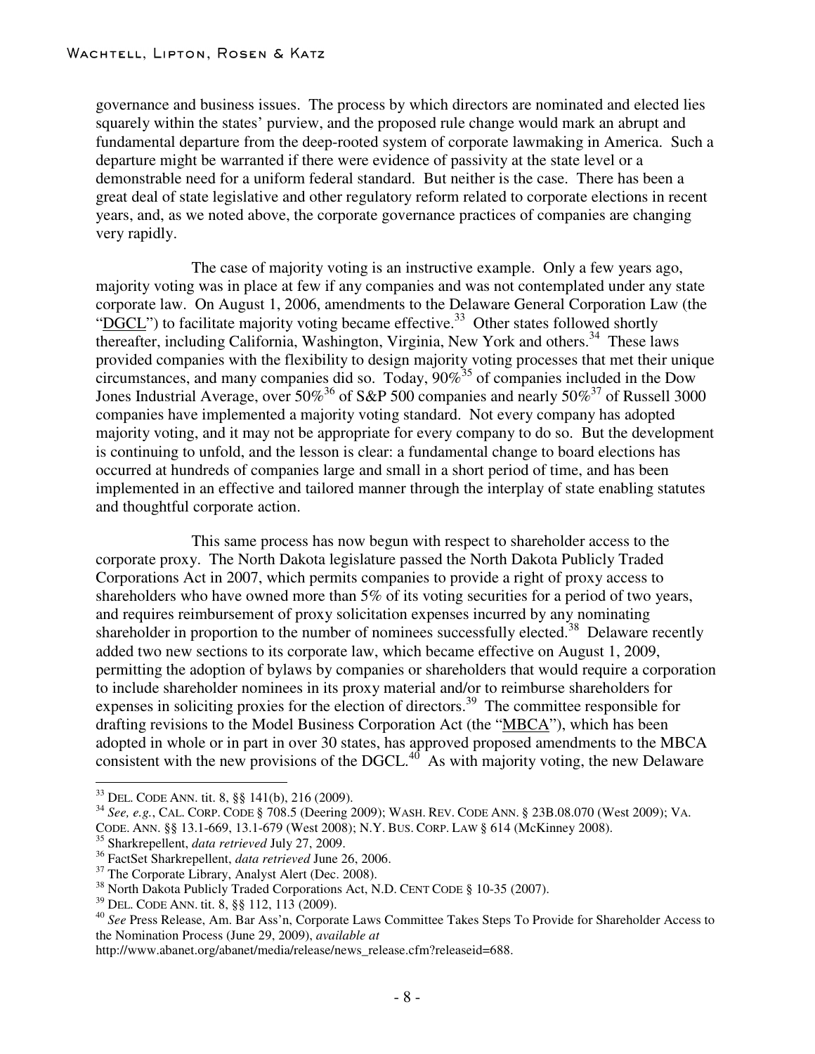governance and business issues. The process by which directors are nominated and elected lies squarely within the states' purview, and the proposed rule change would mark an abrupt and fundamental departure from the deep-rooted system of corporate lawmaking in America. Such a departure might be warranted if there were evidence of passivity at the state level or a demonstrable need for a uniform federal standard. But neither is the case. There has been a great deal of state legislative and other regulatory reform related to corporate elections in recent years, and, as we noted above, the corporate governance practices of companies are changing very rapidly.

The case of majority voting is an instructive example. Only a few years ago, majority voting was in place at few if any companies and was not contemplated under any state corporate law. On August 1, 2006, amendments to the Delaware General Corporation Law (the "DGCL") to facilitate majority voting became effective.[33] Other states followed shortly thereafter, including California, Washington, Virginia, New York and others.[34] These laws provided companies with the flexibility to design majority voting processes that met their unique circumstances, and many companies did so. Today, 90%[35] of companies included in the Dow Jones Industrial Average, over 50%[36] of S&P 500 companies and nearly 50%[37] of Russell 3000 companies have implemented a majority voting standard. Not every company has adopted majority voting, and it may not be appropriate for every company to do so. But the development is continuing to unfold, and the lesson is clear: a fundamental change to board elections has occurred at hundreds of companies large and small in a short period of time, and has been implemented in an effective and tailored manner through the interplay of state enabling statutes and thoughtful corporate action.

This same process has now begun with respect to shareholder access to the corporate proxy. The North Dakota legislature passed the North Dakota Publicly Traded Corporations Act in 2007, which permits companies to provide a right of proxy access to shareholders who have owned more than 5% of its voting securities for a period of two years, and requires reimbursement of proxy solicitation expenses incurred by any nominating shareholder in proportion to the number of nominees successfully elected.[38] Delaware recently added two new sections to its corporate law, which became effective on August 1, 2009, permitting the adoption of bylaws by companies or shareholders that would require a corporation to include shareholder nominees in its proxy material and/or to reimburse shareholders for expenses in soliciting proxies for the election of directors.[39] The committee responsible for drafting revisions to the Model Business Corporation Act (the "MBCA"), which has been adopted in whole or in part in over 30 states, has approved proposed amendments to the MBCA consistent with the new provisions of the DGCL.[40] As with majority voting, the new Delaware

---

[33] DEL. CODE ANN. tit. 8, §§ 141(b), 216 (2009).

[34] *See, e.g.*, CAL. CORP. CODE § 708.5 (Deering 2009); WASH. REV. CODE ANN. § 23B.08.070 (West 2009); VA. CODE. ANN. §§ 13.1-669, 13.1-679 (West 2008); N.Y. BUS. CORP. LAW § 614 (McKinney 2008).

[35] Sharkrepellent, *data retrieved* July 27, 2009.

[36] FactSet Sharkrepellent, *data retrieved* June 26, 2006.

[37] The Corporate Library, Analyst Alert (Dec. 2008).

[38] North Dakota Publicly Traded Corporations Act, N.D. CENT CODE § 10-35 (2007).

[39] DEL. CODE ANN. tit. 8, §§ 112, 113 (2009).

[40] *See* Press Release, Am. Bar Ass'n, Corporate Laws Committee Takes Steps To Provide for Shareholder Access to the Nomination Process (June 29, 2009), *available at* http://www.abanet.org/abanet/media/release/news_release.cfm?releaseid=688.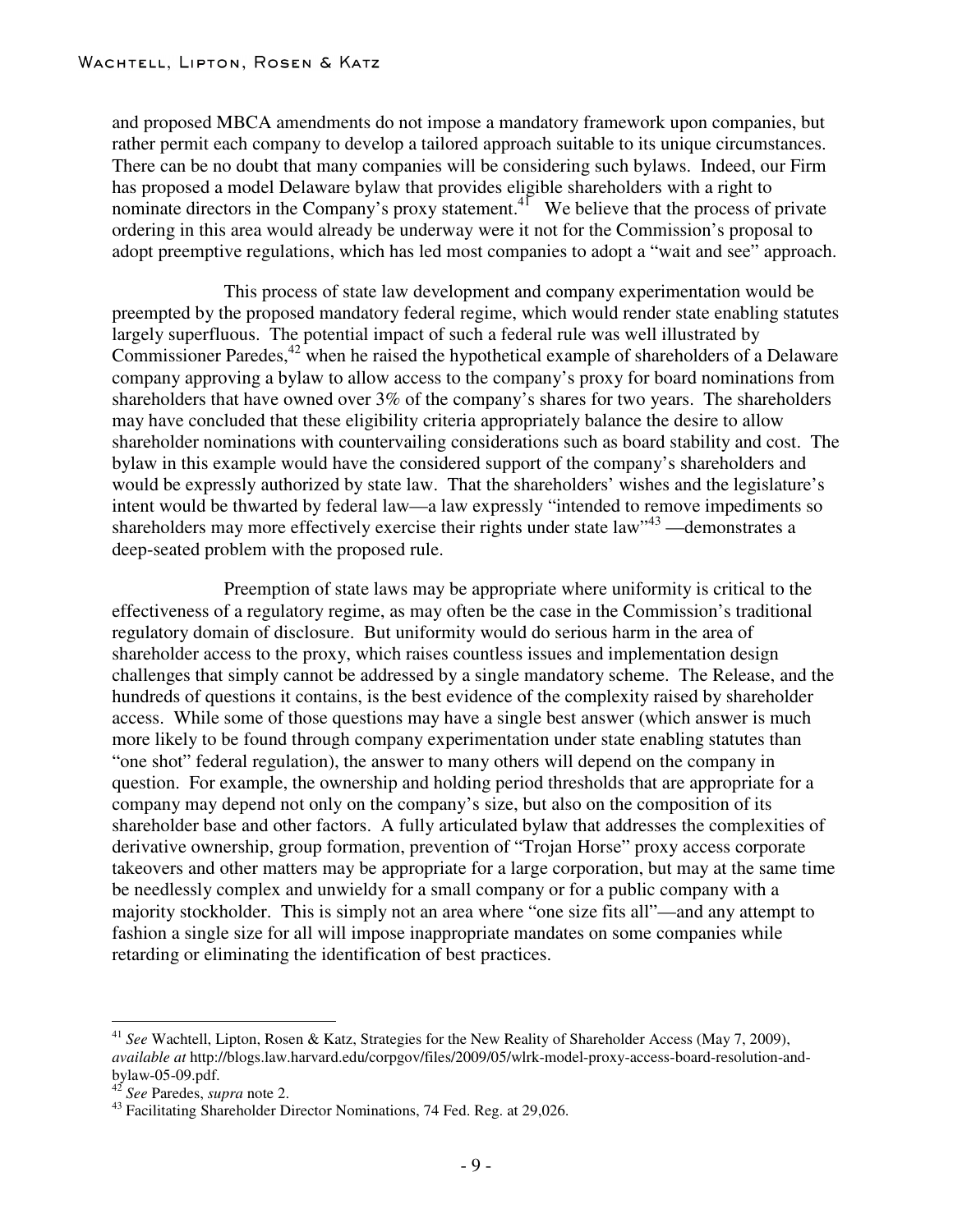and proposed MBCA amendments do not impose a mandatory framework upon companies, but rather permit each company to develop a tailored approach suitable to its unique circumstances. There can be no doubt that many companies will be considering such bylaws. Indeed, our Firm has proposed a model Delaware bylaw that provides eligible shareholders with a right to nominate directors in the Company's proxy statement.[41] We believe that the process of private ordering in this area would already be underway were it not for the Commission's proposal to adopt preemptive regulations, which has led most companies to adopt a "wait and see" approach.

This process of state law development and company experimentation would be preempted by the proposed mandatory federal regime, which would render state enabling statutes largely superfluous. The potential impact of such a federal rule was well illustrated by Commissioner Paredes,[42] when he raised the hypothetical example of shareholders of a Delaware company approving a bylaw to allow access to the company's proxy for board nominations from shareholders that have owned over 3% of the company's shares for two years. The shareholders may have concluded that these eligibility criteria appropriately balance the desire to allow shareholder nominations with countervailing considerations such as board stability and cost. The bylaw in this example would have the considered support of the company's shareholders and would be expressly authorized by state law. That the shareholders' wishes and the legislature's intent would be thwarted by federal law—a law expressly "intended to remove impediments so shareholders may more effectively exercise their rights under state law"[43] —demonstrates a deep-seated problem with the proposed rule.

Preemption of state laws may be appropriate where uniformity is critical to the effectiveness of a regulatory regime, as may often be the case in the Commission's traditional regulatory domain of disclosure. But uniformity would do serious harm in the area of shareholder access to the proxy, which raises countless issues and implementation design challenges that simply cannot be addressed by a single mandatory scheme. The Release, and the hundreds of questions it contains, is the best evidence of the complexity raised by shareholder access. While some of those questions may have a single best answer (which answer is much more likely to be found through company experimentation under state enabling statutes than "one shot" federal regulation), the answer to many others will depend on the company in question. For example, the ownership and holding period thresholds that are appropriate for a company may depend not only on the company's size, but also on the composition of its shareholder base and other factors. A fully articulated bylaw that addresses the complexities of derivative ownership, group formation, prevention of "Trojan Horse" proxy access corporate takeovers and other matters may be appropriate for a large corporation, but may at the same time be needlessly complex and unwieldy for a small company or for a public company with a majority stockholder. This is simply not an area where "one size fits all"—and any attempt to fashion a single size for all will impose inappropriate mandates on some companies while retarding or eliminating the identification of best practices.

---

[41] *See* Wachtell, Lipton, Rosen & Katz, Strategies for the New Reality of Shareholder Access (May 7, 2009), *available at* http://blogs.law.harvard.edu/corpgov/files/2009/05/wlrk-model-proxy-access-board-resolution-and-bylaw-05-09.pdf.

[42] *See* Paredes, *supra* note 2.

[43] Facilitating Shareholder Director Nominations, 74 Fed. Reg. at 29,026.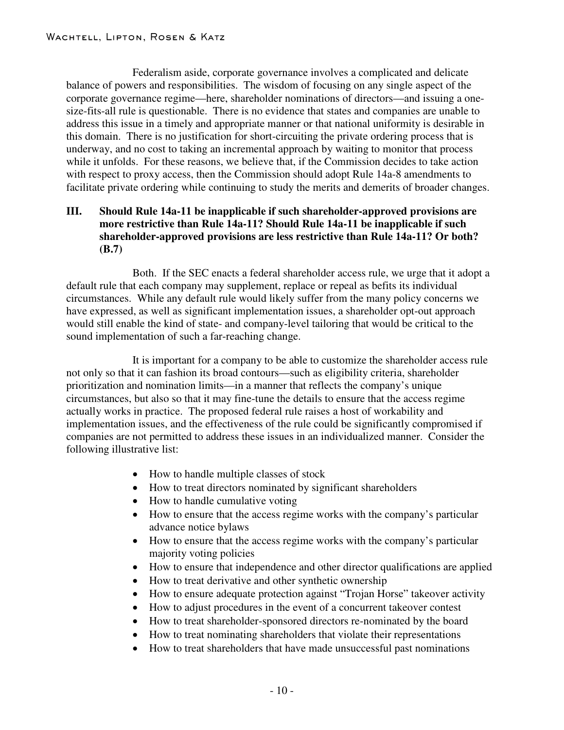Federalism aside, corporate governance involves a complicated and delicate balance of powers and responsibilities. The wisdom of focusing on any single aspect of the corporate governance regime—here, shareholder nominations of directors—and issuing a one-size-fits-all rule is questionable. There is no evidence that states and companies are unable to address this issue in a timely and appropriate manner or that national uniformity is desirable in this domain. There is no justification for short-circuiting the private ordering process that is underway, and no cost to taking an incremental approach by waiting to monitor that process while it unfolds. For these reasons, we believe that, if the Commission decides to take action with respect to proxy access, then the Commission should adopt Rule 14a-8 amendments to facilitate private ordering while continuing to study the merits and demerits of broader changes.

## III. Should Rule 14a-11 be inapplicable if such shareholder-approved provisions are more restrictive than Rule 14a-11? Should Rule 14a-11 be inapplicable if such shareholder-approved provisions are less restrictive than Rule 14a-11? Or both? (B.7)

Both. If the SEC enacts a federal shareholder access rule, we urge that it adopt a default rule that each company may supplement, replace or repeal as befits its individual circumstances. While any default rule would likely suffer from the many policy concerns we have expressed, as well as significant implementation issues, a shareholder opt-out approach would still enable the kind of state- and company-level tailoring that would be critical to the sound implementation of such a far-reaching change.

It is important for a company to be able to customize the shareholder access rule not only so that it can fashion its broad contours—such as eligibility criteria, shareholder prioritization and nomination limits—in a manner that reflects the company's unique circumstances, but also so that it may fine-tune the details to ensure that the access regime actually works in practice. The proposed federal rule raises a host of workability and implementation issues, and the effectiveness of the rule could be significantly compromised if companies are not permitted to address these issues in an individualized manner. Consider the following illustrative list:

- How to handle multiple classes of stock
- How to treat directors nominated by significant shareholders
- How to handle cumulative voting
- How to ensure that the access regime works with the company's particular advance notice bylaws
- How to ensure that the access regime works with the company's particular majority voting policies
- How to ensure that independence and other director qualifications are applied
- How to treat derivative and other synthetic ownership
- How to ensure adequate protection against "Trojan Horse" takeover activity
- How to adjust procedures in the event of a concurrent takeover contest
- How to treat shareholder-sponsored directors re-nominated by the board
- How to treat nominating shareholders that violate their representations
- How to treat shareholders that have made unsuccessful past nominations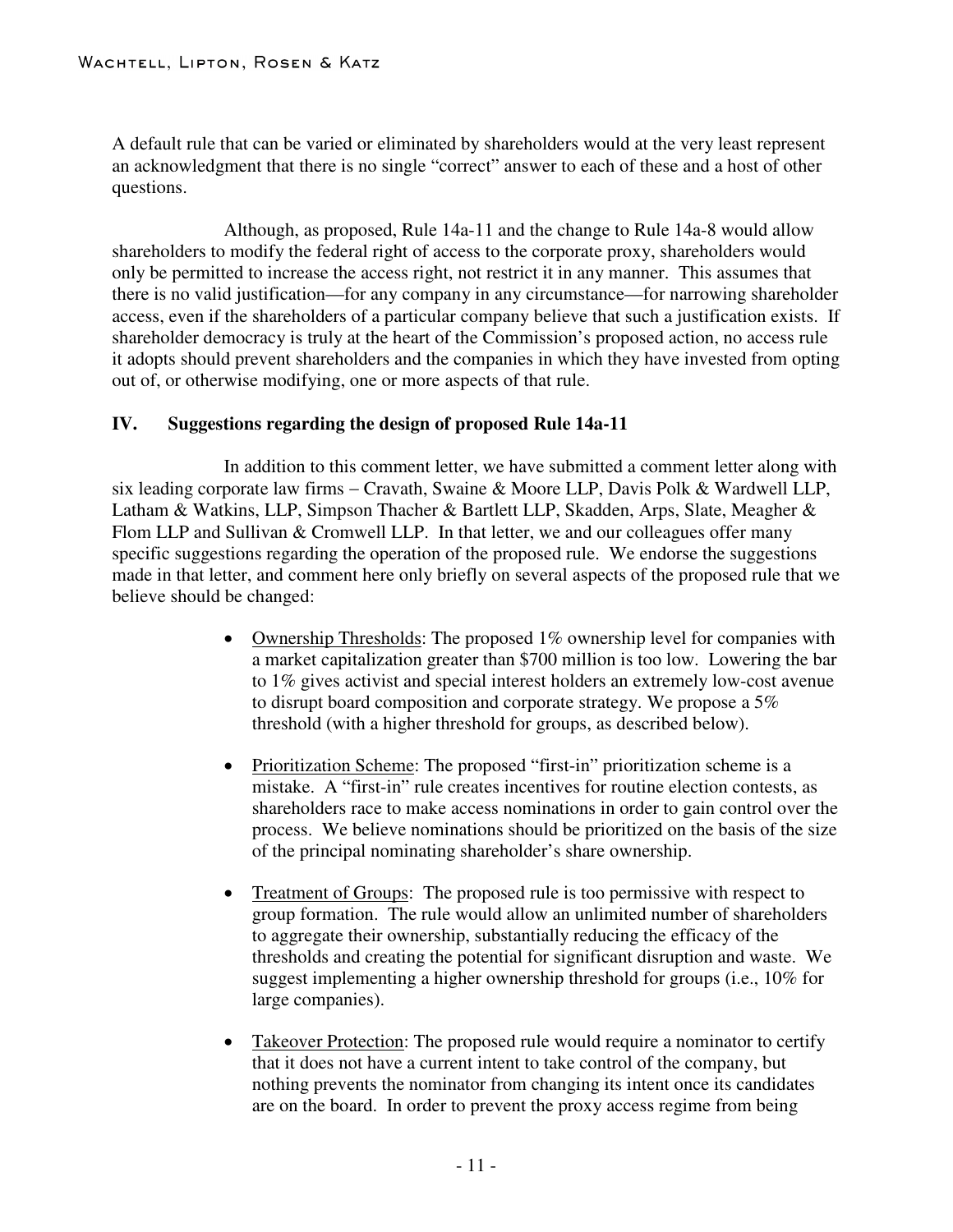A default rule that can be varied or eliminated by shareholders would at the very least represent an acknowledgment that there is no single "correct" answer to each of these and a host of other questions.

Although, as proposed, Rule 14a-11 and the change to Rule 14a-8 would allow shareholders to modify the federal right of access to the corporate proxy, shareholders would only be permitted to increase the access right, not restrict it in any manner. This assumes that there is no valid justification—for any company in any circumstance—for narrowing shareholder access, even if the shareholders of a particular company believe that such a justification exists. If shareholder democracy is truly at the heart of the Commission's proposed action, no access rule it adopts should prevent shareholders and the companies in which they have invested from opting out of, or otherwise modifying, one or more aspects of that rule.

## IV. Suggestions regarding the design of proposed Rule 14a-11

In addition to this comment letter, we have submitted a comment letter along with six leading corporate law firms – Cravath, Swaine & Moore LLP, Davis Polk & Wardwell LLP, Latham & Watkins, LLP, Simpson Thacher & Bartlett LLP, Skadden, Arps, Slate, Meagher & Flom LLP and Sullivan & Cromwell LLP. In that letter, we and our colleagues offer many specific suggestions regarding the operation of the proposed rule. We endorse the suggestions made in that letter, and comment here only briefly on several aspects of the proposed rule that we believe should be changed:

- Ownership Thresholds: The proposed 1% ownership level for companies with a market capitalization greater than $700 million is too low. Lowering the bar to 1% gives activist and special interest holders an extremely low-cost avenue to disrupt board composition and corporate strategy. We propose a 5% threshold (with a higher threshold for groups, as described below).

- Prioritization Scheme: The proposed "first-in" prioritization scheme is a mistake. A "first-in" rule creates incentives for routine election contests, as shareholders race to make access nominations in order to gain control over the process. We believe nominations should be prioritized on the basis of the size of the principal nominating shareholder's share ownership.

- Treatment of Groups: The proposed rule is too permissive with respect to group formation. The rule would allow an unlimited number of shareholders to aggregate their ownership, substantially reducing the efficacy of the thresholds and creating the potential for significant disruption and waste. We suggest implementing a higher ownership threshold for groups (i.e., 10% for large companies).

- Takeover Protection: The proposed rule would require a nominator to certify that it does not have a current intent to take control of the company, but nothing prevents the nominator from changing its intent once its candidates are on the board. In order to prevent the proxy access regime from being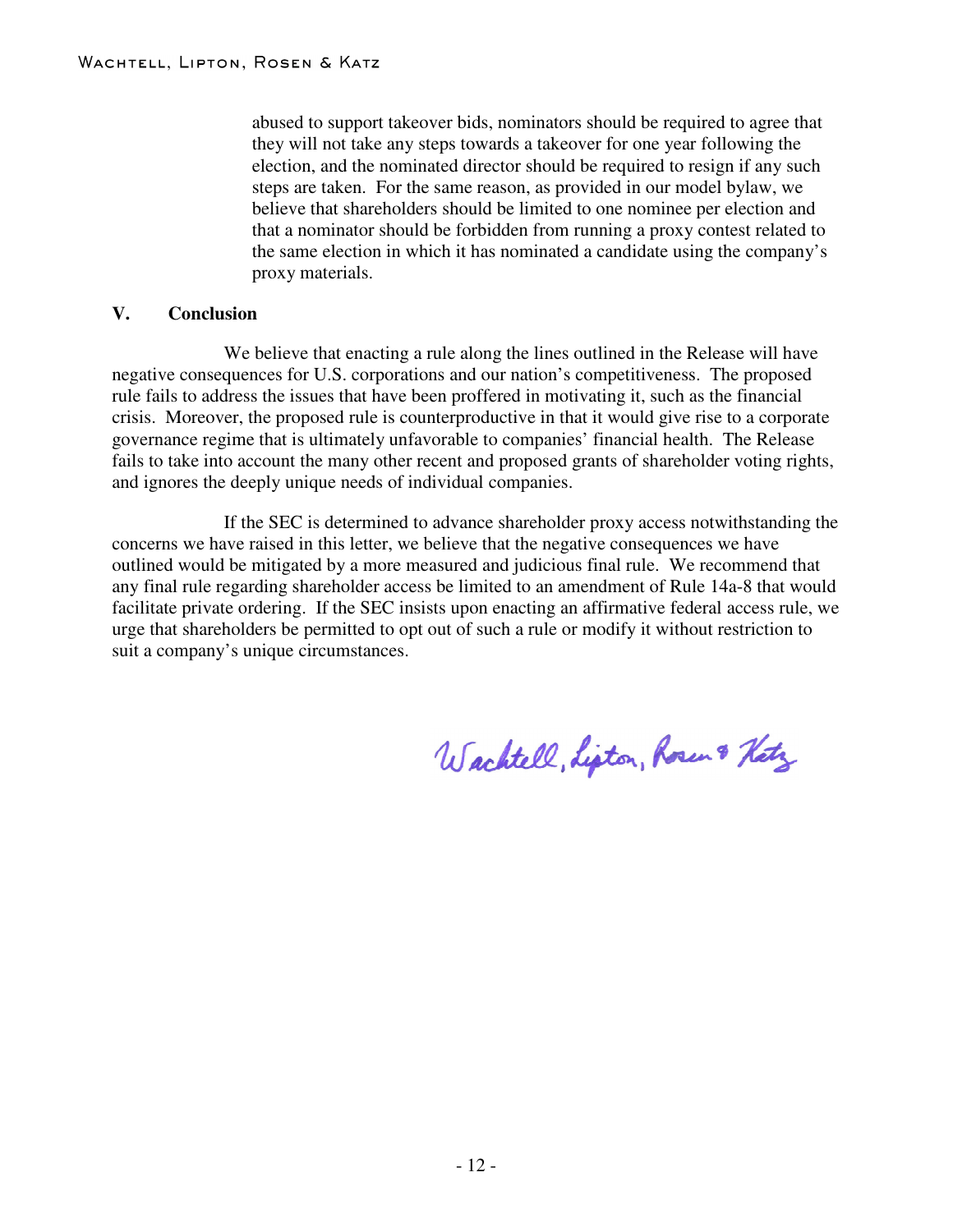abused to support takeover bids, nominators should be required to agree that they will not take any steps towards a takeover for one year following the election, and the nominated director should be required to resign if any such steps are taken. For the same reason, as provided in our model bylaw, we believe that shareholders should be limited to one nominee per election and that a nominator should be forbidden from running a proxy contest related to the same election in which it has nominated a candidate using the company's proxy materials.

## V. Conclusion

We believe that enacting a rule along the lines outlined in the Release will have negative consequences for U.S. corporations and our nation's competitiveness. The proposed rule fails to address the issues that have been proffered in motivating it, such as the financial crisis. Moreover, the proposed rule is counterproductive in that it would give rise to a corporate governance regime that is ultimately unfavorable to companies' financial health. The Release fails to take into account the many other recent and proposed grants of shareholder voting rights, and ignores the deeply unique needs of individual companies.

If the SEC is determined to advance shareholder proxy access notwithstanding the concerns we have raised in this letter, we believe that the negative consequences we have outlined would be mitigated by a more measured and judicious final rule. We recommend that any final rule regarding shareholder access be limited to an amendment of Rule 14a-8 that would facilitate private ordering. If the SEC insists upon enacting an affirmative federal access rule, we urge that shareholders be permitted to opt out of such a rule or modify it without restriction to suit a company's unique circumstances.

Wachtell, Lipton, Rosen & Katz